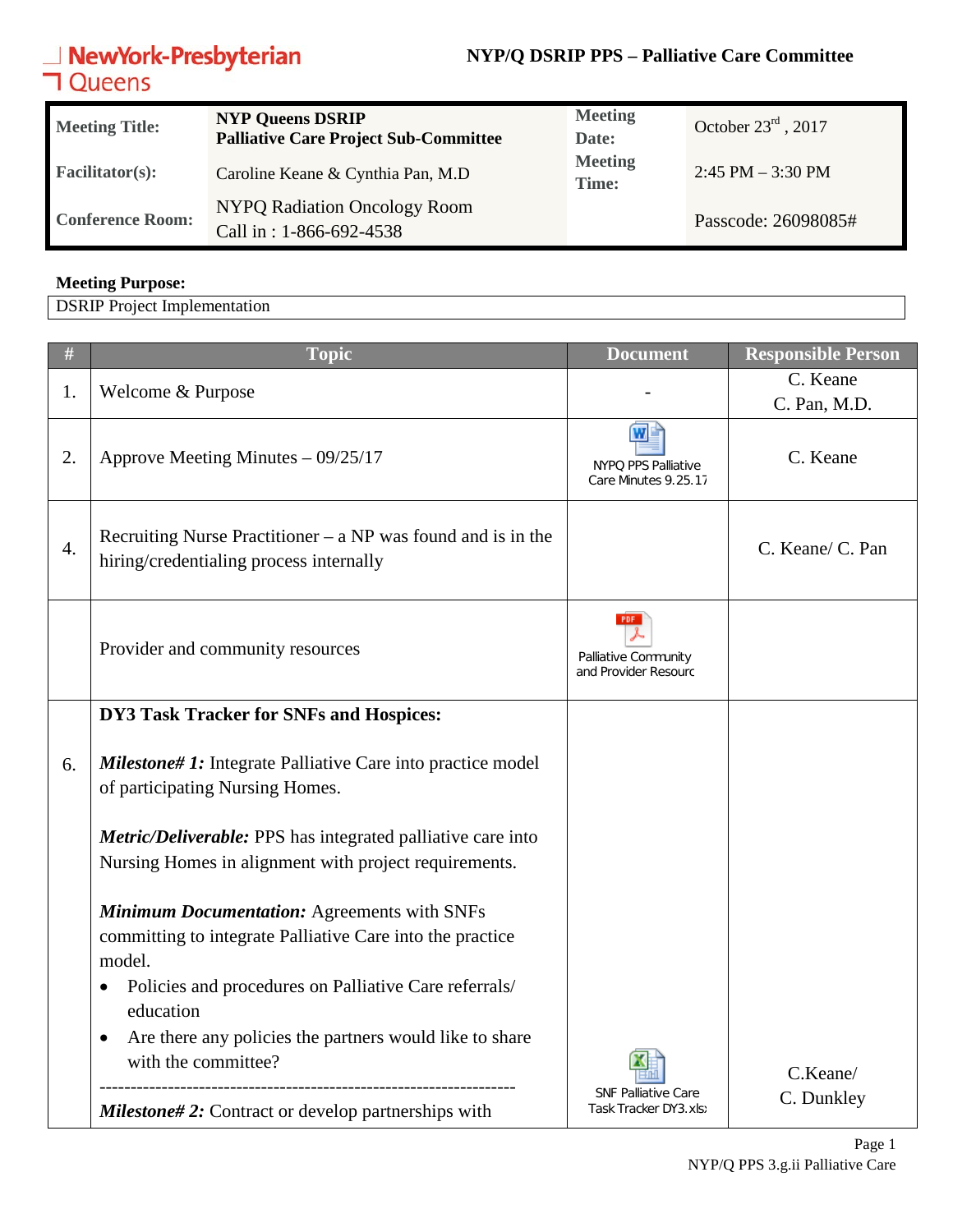NewYork-Presbyterian Queens

**NYP/Q DSRIP PPS – Palliative Care Committee**

| | | | |
|---|---|---|---|
| **Meeting Title:** | **NYP Queens DSRIP Palliative Care Project Sub-Committee** | **Meeting Date:** | October 23rd , 2017 |
| **Facilitator(s):** | Caroline Keane & Cynthia Pan, M.D | **Meeting Time:** | 2:45 PM – 3:30 PM |
| **Conference Room:** | NYPQ Radiation Oncology Room<br>Call in : 1-866-692-4538 | | Passcode: 26098085# |

**Meeting Purpose:**

DSRIP Project Implementation

| # | Topic | Document | Responsible Person |
|---|---|---|---|
| 1. | Welcome & Purpose | - | C. Keane<br>C. Pan, M.D. |
| 2. | Approve Meeting Minutes – 09/25/17 | NYPQ PPS Palliative Care Minutes 9.25.17 | C. Keane |
| 4. | Recruiting Nurse Practitioner – a NP was found and is in the hiring/credentialing process internally | | C. Keane/ C. Pan |
| | Provider and community resources | Palliative Community and Provider Resourc | |
| 6. | **DY3 Task Tracker for SNFs and Hospices:**<br><br>***Milestone# 1:*** Integrate Palliative Care into practice model of participating Nursing Homes.<br><br>***Metric/Deliverable:*** PPS has integrated palliative care into Nursing Homes in alignment with project requirements.<br><br>***Minimum Documentation:*** Agreements with SNFs committing to integrate Palliative Care into the practice model.<br>• Policies and procedures on Palliative Care referrals/ education<br>• Are there any policies the partners would like to share with the committee?<br>-------------------------------------------------------------------<br>***Milestone# 2:*** Contract or develop partnerships with | SNF Palliative Care Task Tracker DY3.xlsx | C.Keane/<br>C. Dunkley |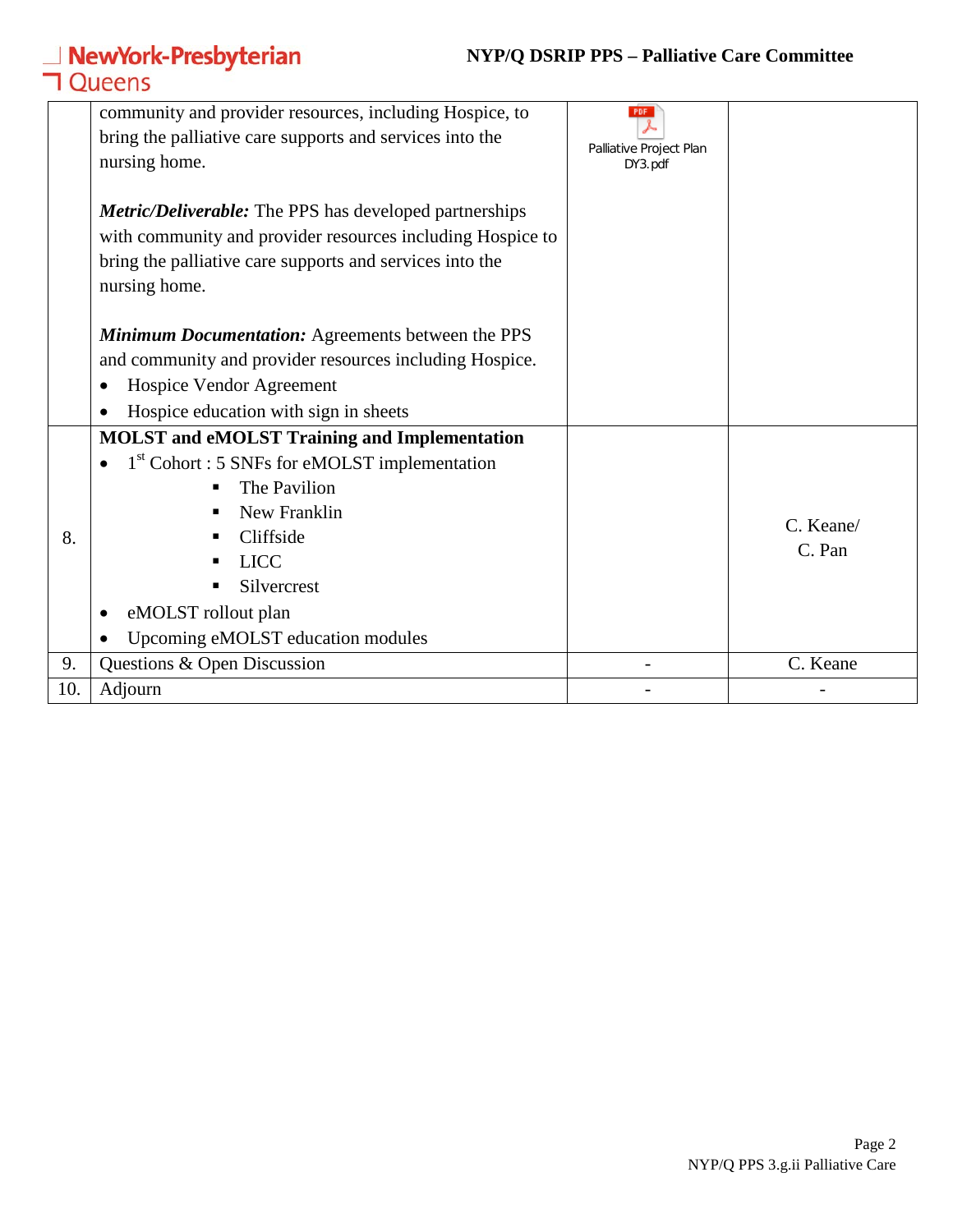| | | | |
|---|---|---|---|
| | community and provider resources, including Hospice, to bring the palliative care supports and services into the nursing home.<br><br>***Metric/Deliverable:*** The PPS has developed partnerships with community and provider resources including Hospice to bring the palliative care supports and services into the nursing home.<br><br>***Minimum Documentation:*** Agreements between the PPS and community and provider resources including Hospice.<br>• Hospice Vendor Agreement<br>• Hospice education with sign in sheets | Palliative Project Plan DY3.pdf | |
| 8. | **MOLST and eMOLST Training and Implementation**<br>• 1st Cohort : 5 SNFs for eMOLST implementation<br>  ▪ The Pavilion<br>  ▪ New Franklin<br>  ▪ Cliffside<br>  ▪ LICC<br>  ▪ Silvercrest<br>• eMOLST rollout plan<br>• Upcoming eMOLST education modules | | C. Keane/ C. Pan |
| 9. | Questions & Open Discussion | - | C. Keane |
| 10. | Adjourn | - | - |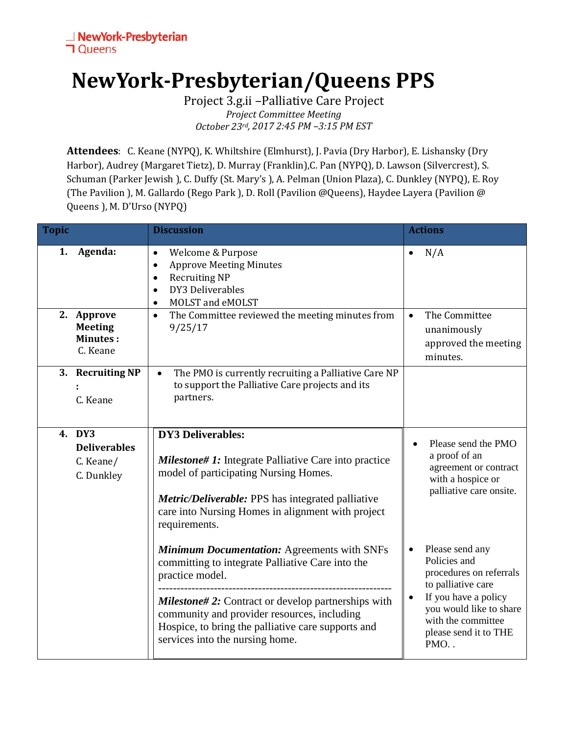NewYork-Presbyterian Queens

# NewYork-Presbyterian/Queens PPS

Project 3.g.ii –Palliative Care Project

*Project Committee Meeting*

*October 23rd, 2017 2:45 PM –3:15 PM EST*

**Attendees**: C. Keane (NYPQ), K. Whiltshire (Elmhurst), J. Pavia (Dry Harbor), E. Lishansky (Dry Harbor), Audrey (Margaret Tietz), D. Murray (Franklin),C. Pan (NYPQ), D. Lawson (Silvercrest), S. Schuman (Parker Jewish ), C. Duffy (St. Mary's ), A. Pelman (Union Plaza), C. Dunkley (NYPQ), E. Roy (The Pavilion ), M. Gallardo (Rego Park ), D. Roll (Pavilion @Queens), Haydee Layera (Pavilion @ Queens ), M. D'Urso (NYPQ)

| Topic | Discussion | Actions |
|---|---|---|
| **1. Agenda:** | • Welcome & Purpose<br>• Approve Meeting Minutes<br>• Recruiting NP<br>• DY3 Deliverables<br>• MOLST and eMOLST | • N/A |
| **2. Approve Meeting Minutes :** C. Keane | • The Committee reviewed the meeting minutes from 9/25/17 | • The Committee unanimously approved the meeting minutes. |
| **3. Recruiting NP :** C. Keane | • The PMO is currently recruiting a Palliative Care NP to support the Palliative Care projects and its partners. | |
| **4. DY3 Deliverables** C. Keane/ C. Dunkley | **DY3 Deliverables:**<br><br>***Milestone# 1:*** Integrate Palliative Care into practice model of participating Nursing Homes.<br><br>***Metric/Deliverable:*** PPS has integrated palliative care into Nursing Homes in alignment with project requirements.<br><br>***Minimum Documentation:*** Agreements with SNFs committing to integrate Palliative Care into the practice model.<br>--------------------------------------------------------------<br>***Milestone# 2:*** Contract or develop partnerships with community and provider resources, including Hospice, to bring the palliative care supports and services into the nursing home. | • Please send the PMO a proof of an agreement or contract with a hospice or palliative care onsite.<br><br>• Please send any Policies and procedures on referrals to palliative care<br>• If you have a policy you would like to share with the committee please send it to THE PMO. . |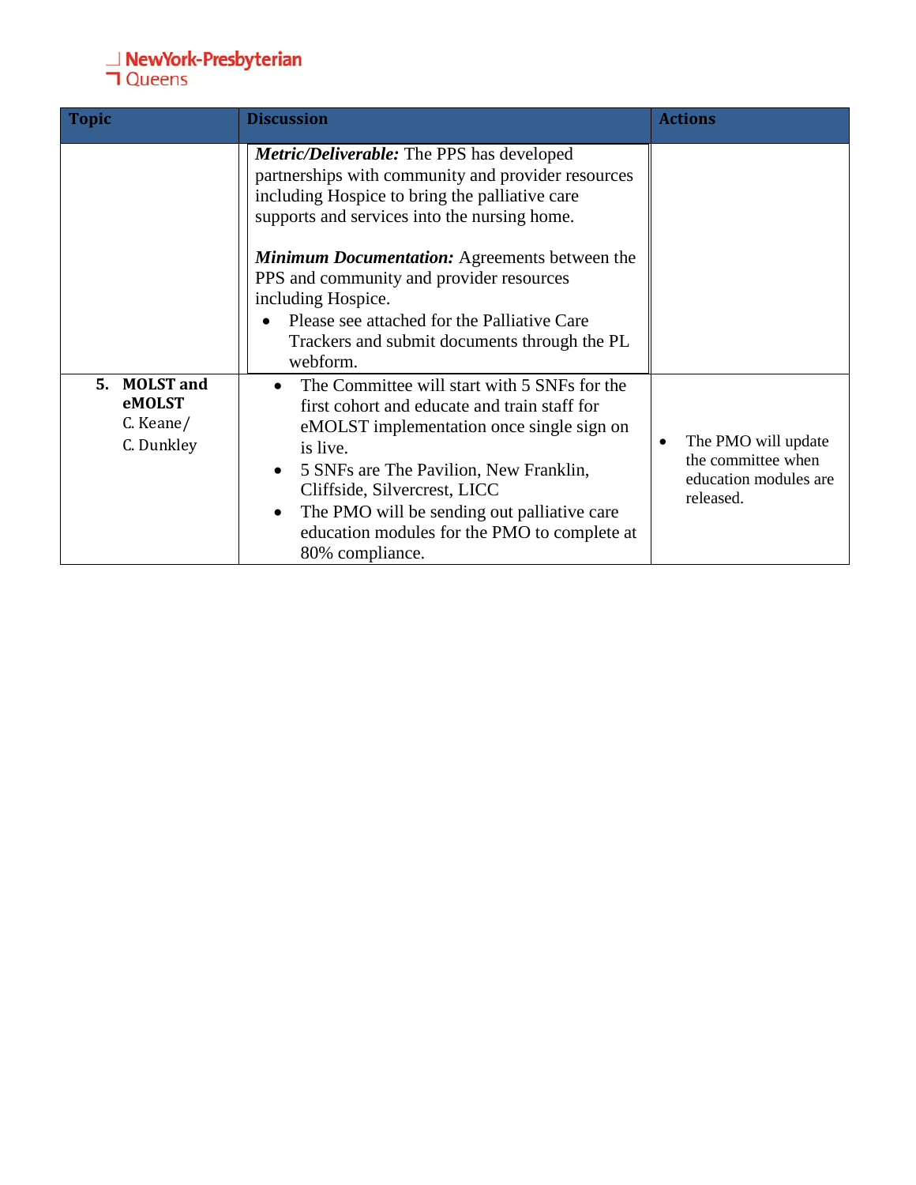| Topic | Discussion | Actions |
|---|---|---|
| | ***Metric/Deliverable:*** The PPS has developed partnerships with community and provider resources including Hospice to bring the palliative care supports and services into the nursing home.<br><br>***Minimum Documentation:*** Agreements between the PPS and community and provider resources including Hospice.<br>• Please see attached for the Palliative Care Trackers and submit documents through the PL webform. | |
| **5. MOLST and eMOLST**<br>C. Keane/<br>C. Dunkley | • The Committee will start with 5 SNFs for the first cohort and educate and train staff for eMOLST implementation once single sign on is live.<br>• 5 SNFs are The Pavilion, New Franklin, Cliffside, Silvercrest, LICC<br>• The PMO will be sending out palliative care education modules for the PMO to complete at 80% compliance. | • The PMO will update the committee when education modules are released. |